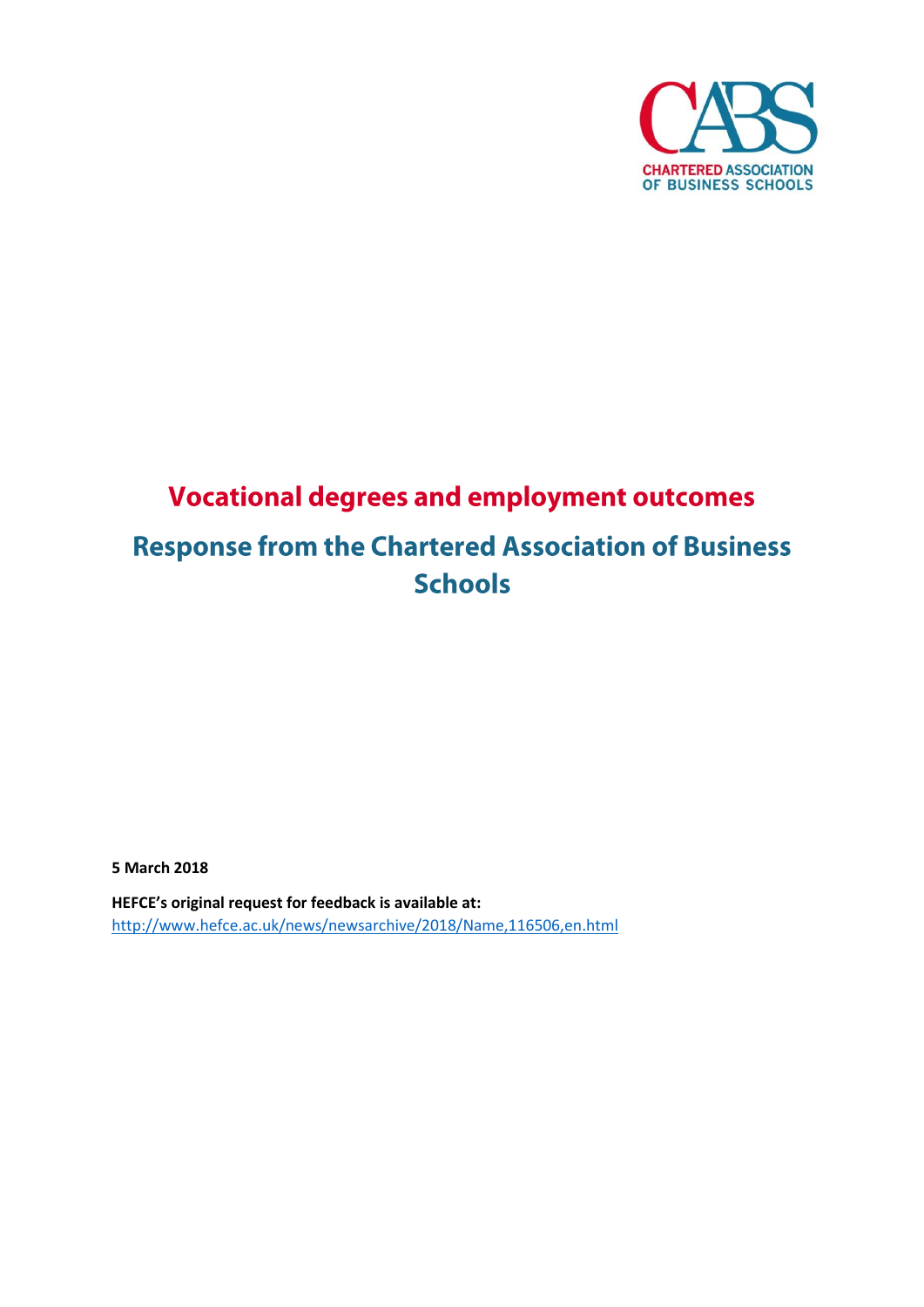CHARTERED ASSOCIATION OF BUSINESS SCHOOLS

# Vocational degrees and employment outcomes

## Response from the Chartered Association of Business Schools

**5 March 2018**

**HEFCE's original request for feedback is available at:**
http://www.hefce.ac.uk/news/newsarchive/2018/Name,116506,en.html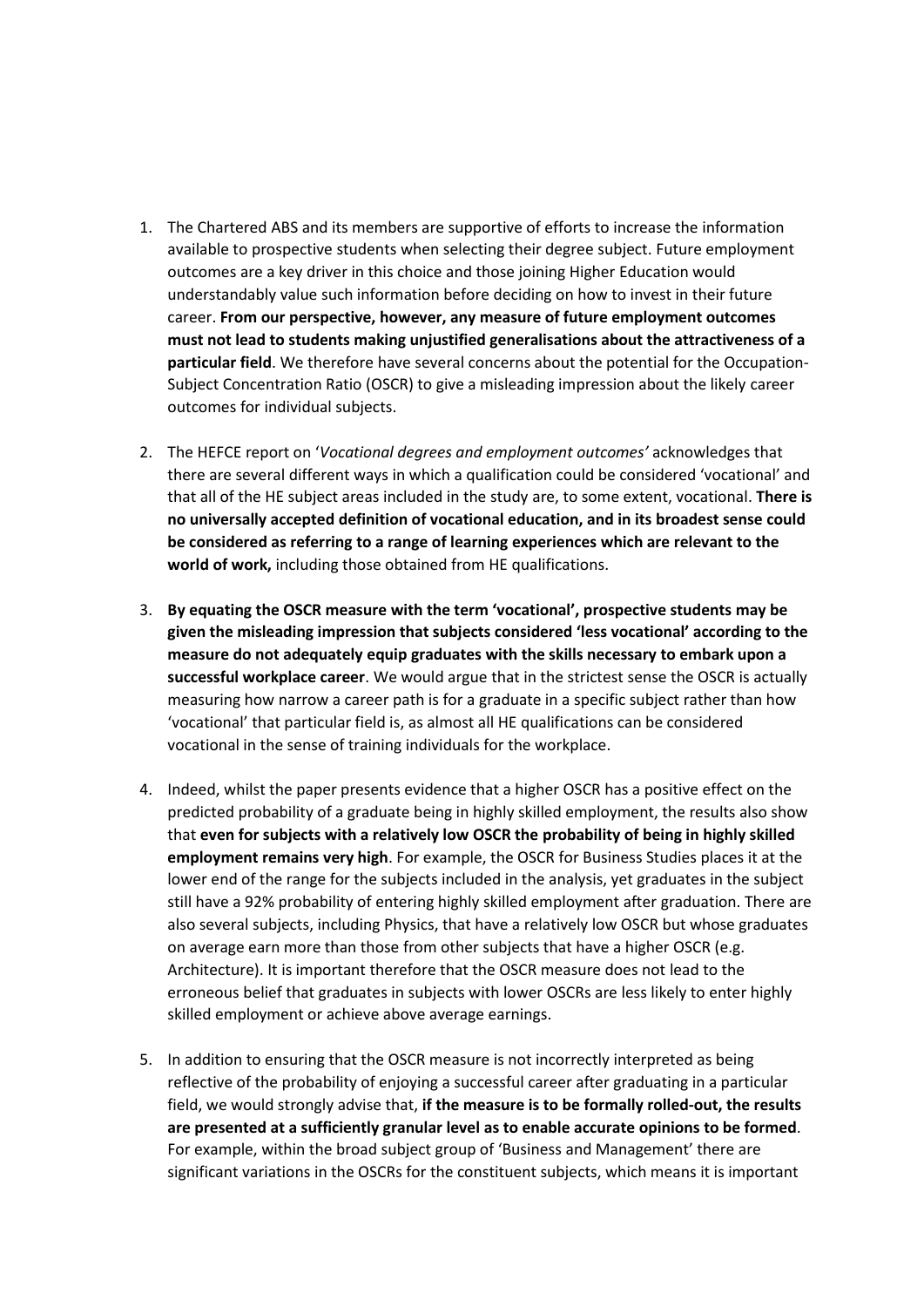1. The Chartered ABS and its members are supportive of efforts to increase the information available to prospective students when selecting their degree subject. Future employment outcomes are a key driver in this choice and those joining Higher Education would understandably value such information before deciding on how to invest in their future career. **From our perspective, however, any measure of future employment outcomes must not lead to students making unjustified generalisations about the attractiveness of a particular field**. We therefore have several concerns about the potential for the Occupation-Subject Concentration Ratio (OSCR) to give a misleading impression about the likely career outcomes for individual subjects.

2. The HEFCE report on '*Vocational degrees and employment outcomes'* acknowledges that there are several different ways in which a qualification could be considered 'vocational' and that all of the HE subject areas included in the study are, to some extent, vocational. **There is no universally accepted definition of vocational education, and in its broadest sense could be considered as referring to a range of learning experiences which are relevant to the world of work,** including those obtained from HE qualifications.

3. **By equating the OSCR measure with the term 'vocational', prospective students may be given the misleading impression that subjects considered 'less vocational' according to the measure do not adequately equip graduates with the skills necessary to embark upon a successful workplace career**. We would argue that in the strictest sense the OSCR is actually measuring how narrow a career path is for a graduate in a specific subject rather than how 'vocational' that particular field is, as almost all HE qualifications can be considered vocational in the sense of training individuals for the workplace.

4. Indeed, whilst the paper presents evidence that a higher OSCR has a positive effect on the predicted probability of a graduate being in highly skilled employment, the results also show that **even for subjects with a relatively low OSCR the probability of being in highly skilled employment remains very high**. For example, the OSCR for Business Studies places it at the lower end of the range for the subjects included in the analysis, yet graduates in the subject still have a 92% probability of entering highly skilled employment after graduation. There are also several subjects, including Physics, that have a relatively low OSCR but whose graduates on average earn more than those from other subjects that have a higher OSCR (e.g. Architecture). It is important therefore that the OSCR measure does not lead to the erroneous belief that graduates in subjects with lower OSCRs are less likely to enter highly skilled employment or achieve above average earnings.

5. In addition to ensuring that the OSCR measure is not incorrectly interpreted as being reflective of the probability of enjoying a successful career after graduating in a particular field, we would strongly advise that, **if the measure is to be formally rolled-out, the results are presented at a sufficiently granular level as to enable accurate opinions to be formed**. For example, within the broad subject group of 'Business and Management' there are significant variations in the OSCRs for the constituent subjects, which means it is important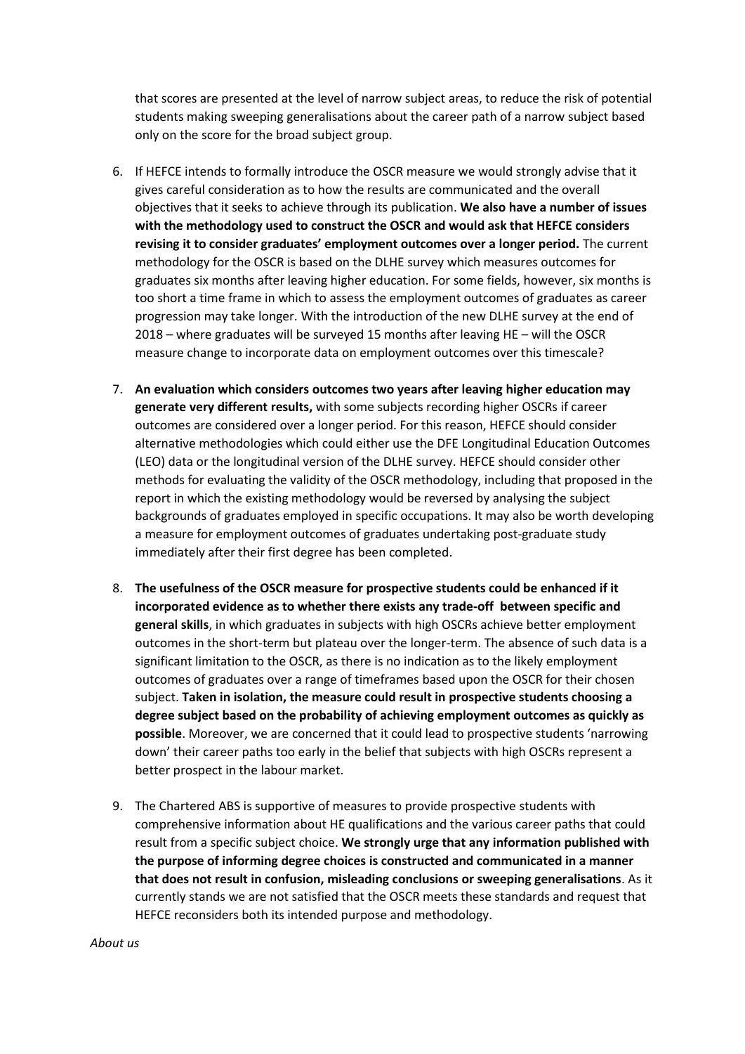that scores are presented at the level of narrow subject areas, to reduce the risk of potential students making sweeping generalisations about the career path of a narrow subject based only on the score for the broad subject group.

6. If HEFCE intends to formally introduce the OSCR measure we would strongly advise that it gives careful consideration as to how the results are communicated and the overall objectives that it seeks to achieve through its publication. **We also have a number of issues with the methodology used to construct the OSCR and would ask that HEFCE considers revising it to consider graduates' employment outcomes over a longer period.** The current methodology for the OSCR is based on the DLHE survey which measures outcomes for graduates six months after leaving higher education. For some fields, however, six months is too short a time frame in which to assess the employment outcomes of graduates as career progression may take longer. With the introduction of the new DLHE survey at the end of 2018 – where graduates will be surveyed 15 months after leaving HE – will the OSCR measure change to incorporate data on employment outcomes over this timescale?

7. **An evaluation which considers outcomes two years after leaving higher education may generate very different results,** with some subjects recording higher OSCRs if career outcomes are considered over a longer period. For this reason, HEFCE should consider alternative methodologies which could either use the DFE Longitudinal Education Outcomes (LEO) data or the longitudinal version of the DLHE survey. HEFCE should consider other methods for evaluating the validity of the OSCR methodology, including that proposed in the report in which the existing methodology would be reversed by analysing the subject backgrounds of graduates employed in specific occupations. It may also be worth developing a measure for employment outcomes of graduates undertaking post-graduate study immediately after their first degree has been completed.

8. **The usefulness of the OSCR measure for prospective students could be enhanced if it incorporated evidence as to whether there exists any trade-off between specific and general skills**, in which graduates in subjects with high OSCRs achieve better employment outcomes in the short-term but plateau over the longer-term. The absence of such data is a significant limitation to the OSCR, as there is no indication as to the likely employment outcomes of graduates over a range of timeframes based upon the OSCR for their chosen subject. **Taken in isolation, the measure could result in prospective students choosing a degree subject based on the probability of achieving employment outcomes as quickly as possible**. Moreover, we are concerned that it could lead to prospective students 'narrowing down' their career paths too early in the belief that subjects with high OSCRs represent a better prospect in the labour market.

9. The Chartered ABS is supportive of measures to provide prospective students with comprehensive information about HE qualifications and the various career paths that could result from a specific subject choice. **We strongly urge that any information published with the purpose of informing degree choices is constructed and communicated in a manner that does not result in confusion, misleading conclusions or sweeping generalisations**. As it currently stands we are not satisfied that the OSCR meets these standards and request that HEFCE reconsiders both its intended purpose and methodology.

*About us*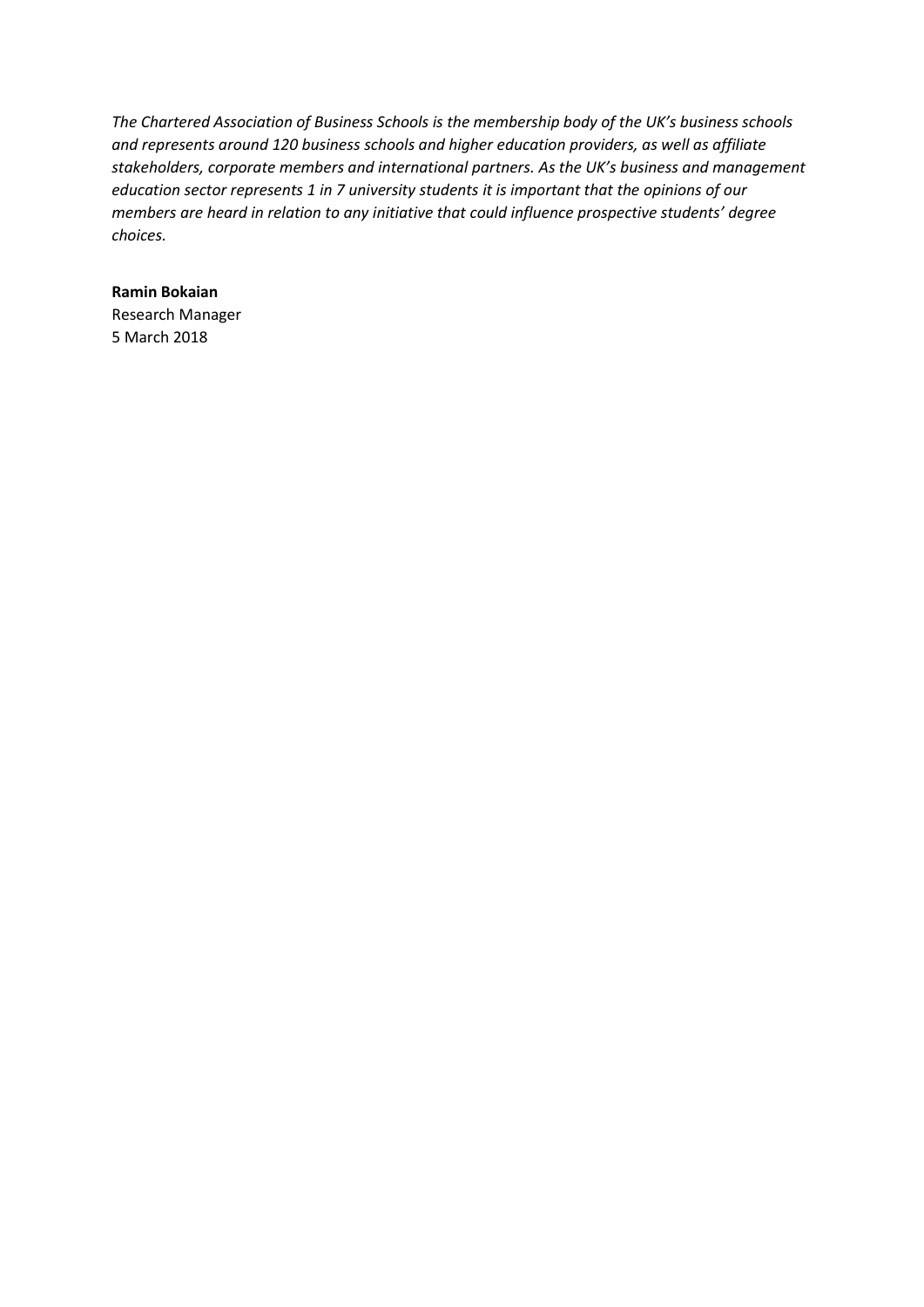*The Chartered Association of Business Schools is the membership body of the UK's business schools and represents around 120 business schools and higher education providers, as well as affiliate stakeholders, corporate members and international partners. As the UK's business and management education sector represents 1 in 7 university students it is important that the opinions of our members are heard in relation to any initiative that could influence prospective students' degree choices.*

**Ramin Bokaian**
Research Manager
5 March 2018